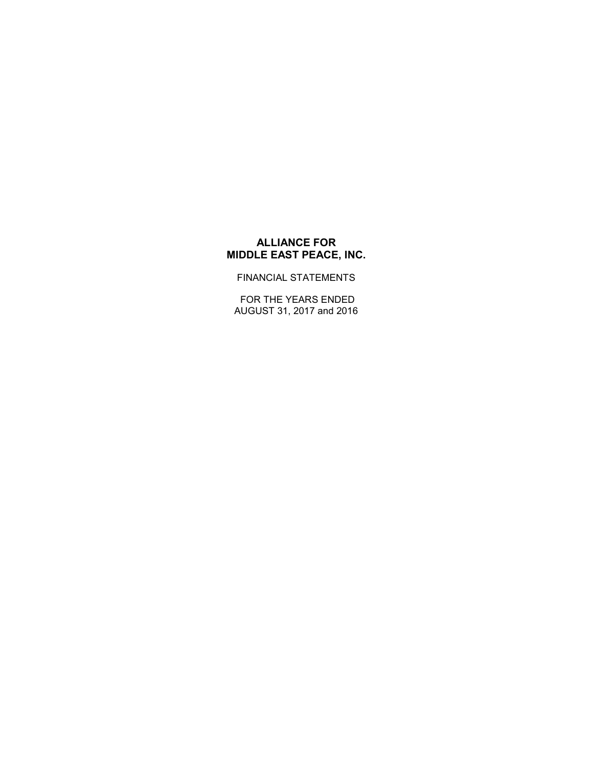# ALLIANCE FOR MIDDLE EAST PEACE, INC.

FINANCIAL STATEMENTS

FOR THE YEARS ENDED
AUGUST 31, 2017 and 2016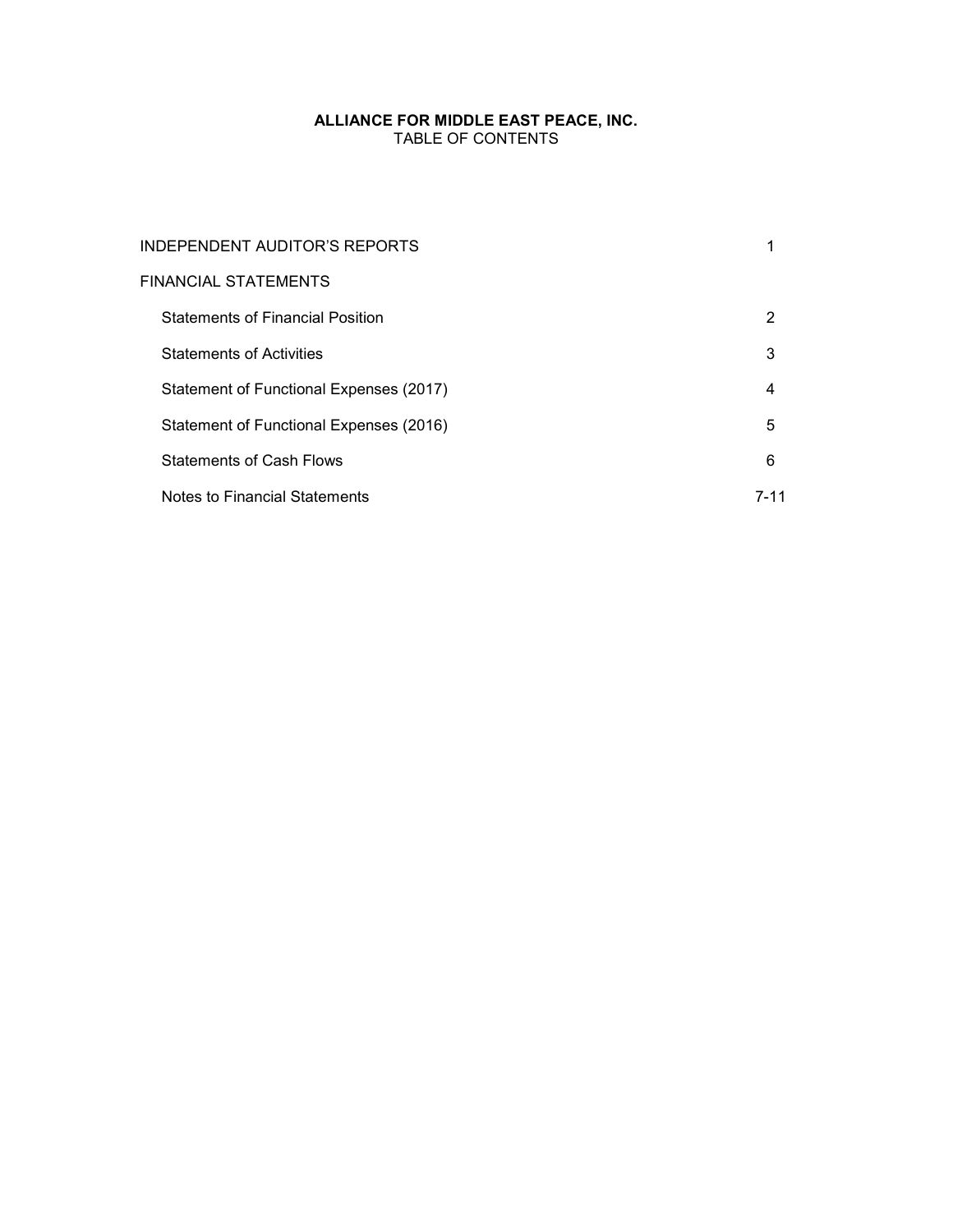**ALLIANCE FOR MIDDLE EAST PEACE, INC.**
TABLE OF CONTENTS

| | |
|---|---|
| INDEPENDENT AUDITOR'S REPORTS | 1 |
| FINANCIAL STATEMENTS | |
| Statements of Financial Position | 2 |
| Statements of Activities | 3 |
| Statement of Functional Expenses (2017) | 4 |
| Statement of Functional Expenses (2016) | 5 |
| Statements of Cash Flows | 6 |
| Notes to Financial Statements | 7-11 |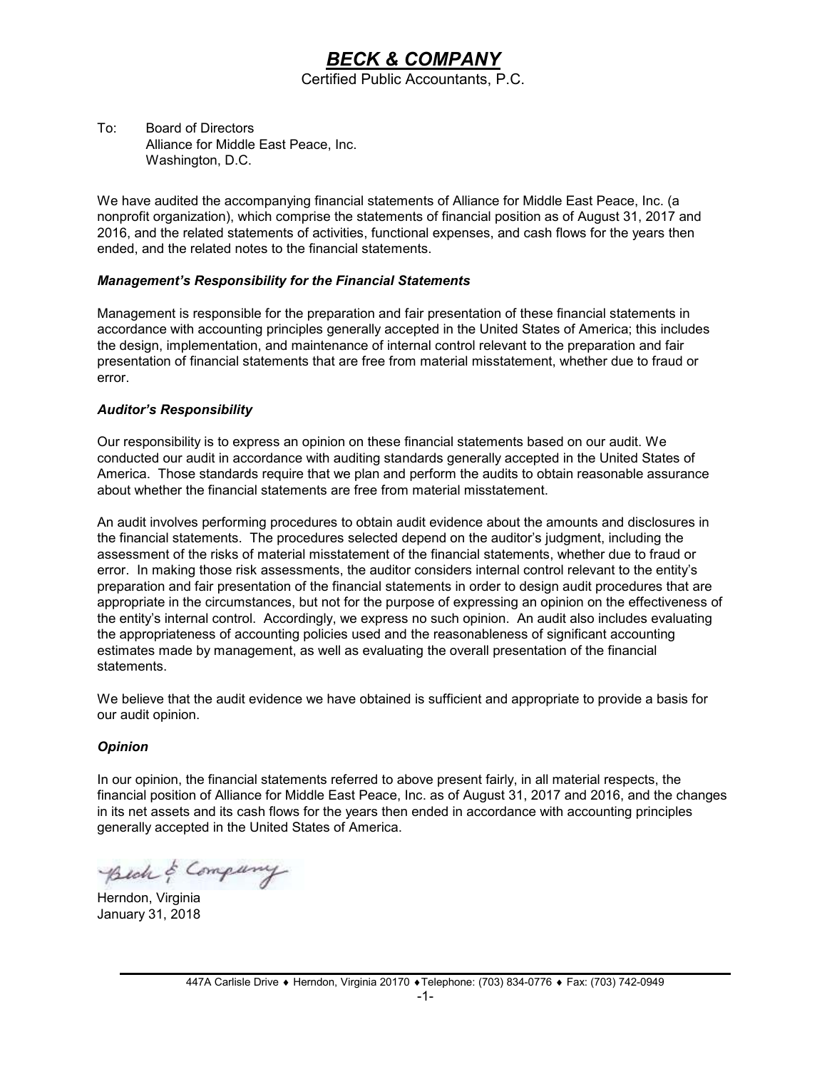# ***BECK & COMPANY***

Certified Public Accountants, P.C.

To: Board of Directors
Alliance for Middle East Peace, Inc.
Washington, D.C.

We have audited the accompanying financial statements of Alliance for Middle East Peace, Inc. (a nonprofit organization), which comprise the statements of financial position as of August 31, 2017 and 2016, and the related statements of activities, functional expenses, and cash flows for the years then ended, and the related notes to the financial statements.

### *Management's Responsibility for the Financial Statements*

Management is responsible for the preparation and fair presentation of these financial statements in accordance with accounting principles generally accepted in the United States of America; this includes the design, implementation, and maintenance of internal control relevant to the preparation and fair presentation of financial statements that are free from material misstatement, whether due to fraud or error.

### *Auditor's Responsibility*

Our responsibility is to express an opinion on these financial statements based on our audit. We conducted our audit in accordance with auditing standards generally accepted in the United States of America. Those standards require that we plan and perform the audits to obtain reasonable assurance about whether the financial statements are free from material misstatement.

An audit involves performing procedures to obtain audit evidence about the amounts and disclosures in the financial statements. The procedures selected depend on the auditor's judgment, including the assessment of the risks of material misstatement of the financial statements, whether due to fraud or error. In making those risk assessments, the auditor considers internal control relevant to the entity's preparation and fair presentation of the financial statements in order to design audit procedures that are appropriate in the circumstances, but not for the purpose of expressing an opinion on the effectiveness of the entity's internal control. Accordingly, we express no such opinion. An audit also includes evaluating the appropriateness of accounting policies used and the reasonableness of significant accounting estimates made by management, as well as evaluating the overall presentation of the financial statements.

We believe that the audit evidence we have obtained is sufficient and appropriate to provide a basis for our audit opinion.

### *Opinion*

In our opinion, the financial statements referred to above present fairly, in all material respects, the financial position of Alliance for Middle East Peace, Inc. as of August 31, 2017 and 2016, and the changes in its net assets and its cash flows for the years then ended in accordance with accounting principles generally accepted in the United States of America.

Beck & Company

Herndon, Virginia
January 31, 2018

447A Carlisle Drive ♦ Herndon, Virginia 20170 ♦ Telephone: (703) 834-0776 ♦ Fax: (703) 742-0949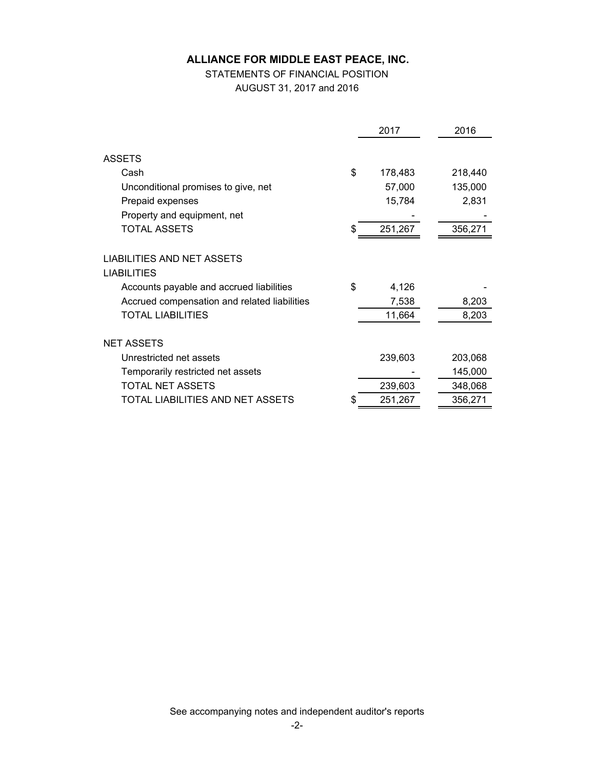# ALLIANCE FOR MIDDLE EAST PEACE, INC.

STATEMENTS OF FINANCIAL POSITION

AUGUST 31, 2017 and 2016

| | 2017 | 2016 |
|---|---|---|
| **ASSETS** | | |
| Cash | $ 178,483 | 218,440 |
| Unconditional promises to give, net | 57,000 | 135,000 |
| Prepaid expenses | 15,784 | 2,831 |
| Property and equipment, net | - | - |
| TOTAL ASSETS | $ 251,267 | 356,271 |
| **LIABILITIES AND NET ASSETS** | | |
| **LIABILITIES** | | |
| Accounts payable and accrued liabilities | $ 4,126 | - |
| Accrued compensation and related liabilities | 7,538 | 8,203 |
| TOTAL LIABILITIES | 11,664 | 8,203 |
| **NET ASSETS** | | |
| Unrestricted net assets | 239,603 | 203,068 |
| Temporarily restricted net assets | - | 145,000 |
| TOTAL NET ASSETS | 239,603 | 348,068 |
| TOTAL LIABILITIES AND NET ASSETS | $ 251,267 | 356,271 |

See accompanying notes and independent auditor's reports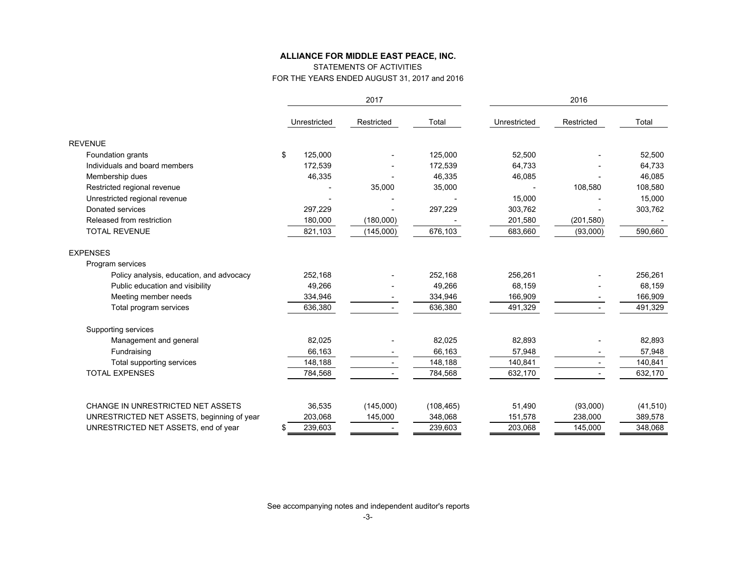**ALLIANCE FOR MIDDLE EAST PEACE, INC.**

STATEMENTS OF ACTIVITIES

FOR THE YEARS ENDED AUGUST 31, 2017 and 2016

| | 2017 | | | 2016 | | |
|---|---|---|---|---|---|---|
| | Unrestricted | Restricted | Total | Unrestricted | Restricted | Total |
| REVENUE | | | | | | |
| Foundation grants | $ 125,000 | - | 125,000 | 52,500 | - | 52,500 |
| Individuals and board members | 172,539 | - | 172,539 | 64,733 | - | 64,733 |
| Membership dues | 46,335 | - | 46,335 | 46,085 | - | 46,085 |
| Restricted regional revenue | - | 35,000 | 35,000 | - | 108,580 | 108,580 |
| Unrestricted regional revenue | - | - | - | 15,000 | - | 15,000 |
| Donated services | 297,229 | - | 297,229 | 303,762 | - | 303,762 |
| Released from restriction | 180,000 | (180,000) | - | 201,580 | (201,580) | - |
| TOTAL REVENUE | 821,103 | (145,000) | 676,103 | 683,660 | (93,000) | 590,660 |
| EXPENSES | | | | | | |
| Program services | | | | | | |
| Policy analysis, education, and advocacy | 252,168 | - | 252,168 | 256,261 | - | 256,261 |
| Public education and visibility | 49,266 | - | 49,266 | 68,159 | - | 68,159 |
| Meeting member needs | 334,946 | - | 334,946 | 166,909 | - | 166,909 |
| Total program services | 636,380 | - | 636,380 | 491,329 | - | 491,329 |
| Supporting services | | | | | | |
| Management and general | 82,025 | - | 82,025 | 82,893 | - | 82,893 |
| Fundraising | 66,163 | - | 66,163 | 57,948 | - | 57,948 |
| Total supporting services | 148,188 | - | 148,188 | 140,841 | - | 140,841 |
| TOTAL EXPENSES | 784,568 | - | 784,568 | 632,170 | - | 632,170 |
| CHANGE IN UNRESTRICTED NET ASSETS | 36,535 | (145,000) | (108,465) | 51,490 | (93,000) | (41,510) |
| UNRESTRICTED NET ASSETS, beginning of year | 203,068 | 145,000 | 348,068 | 151,578 | 238,000 | 389,578 |
| UNRESTRICTED NET ASSETS, end of year | $ 239,603 | - | 239,603 | 203,068 | 145,000 | 348,068 |

See accompanying notes and independent auditor's reports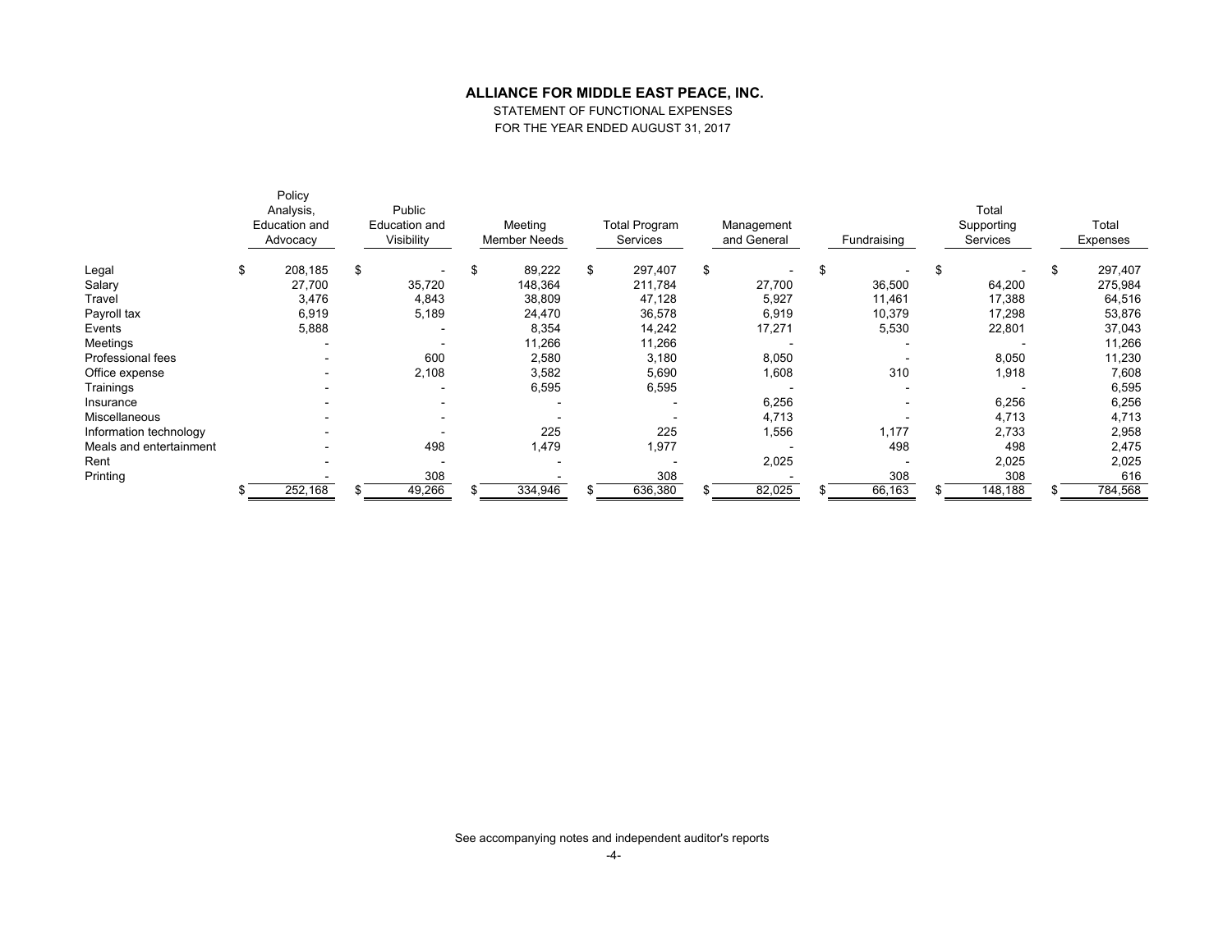## ALLIANCE FOR MIDDLE EAST PEACE, INC.

STATEMENT OF FUNCTIONAL EXPENSES

FOR THE YEAR ENDED AUGUST 31, 2017

| | Policy Analysis, Education and Advocacy | Public Education and Visibility | Meeting Member Needs | Total Program Services | Management and General | Fundraising | Total Supporting Services | Total Expenses |
|---|---|---|---|---|---|---|---|---|
| Legal | $ 208,185 | $ - | $ 89,222 | $ 297,407 | $ - | $ - | $ - | $ 297,407 |
| Salary | 27,700 | 35,720 | 148,364 | 211,784 | 27,700 | 36,500 | 64,200 | 275,984 |
| Travel | 3,476 | 4,843 | 38,809 | 47,128 | 5,927 | 11,461 | 17,388 | 64,516 |
| Payroll tax | 6,919 | 5,189 | 24,470 | 36,578 | 6,919 | 10,379 | 17,298 | 53,876 |
| Events | 5,888 | - | 8,354 | 14,242 | 17,271 | 5,530 | 22,801 | 37,043 |
| Meetings | - | - | 11,266 | 11,266 | - | - | - | 11,266 |
| Professional fees | - | 600 | 2,580 | 3,180 | 8,050 | - | 8,050 | 11,230 |
| Office expense | - | 2,108 | 3,582 | 5,690 | 1,608 | 310 | 1,918 | 7,608 |
| Trainings | - | - | 6,595 | 6,595 | - | - | - | 6,595 |
| Insurance | - | - | - | - | 6,256 | - | 6,256 | 6,256 |
| Miscellaneous | - | - | - | - | 4,713 | - | 4,713 | 4,713 |
| Information technology | - | - | 225 | 225 | 1,556 | 1,177 | 2,733 | 2,958 |
| Meals and entertainment | - | 498 | 1,479 | 1,977 | - | 498 | 498 | 2,475 |
| Rent | - | - | - | - | 2,025 | - | 2,025 | 2,025 |
| Printing | - | 308 | - | 308 | - | 308 | 308 | 616 |
| | $ 252,168 | $ 49,266 | $ 334,946 | $ 636,380 | $ 82,025 | $ 66,163 | $ 148,188 | $ 784,568 |

See accompanying notes and independent auditor's reports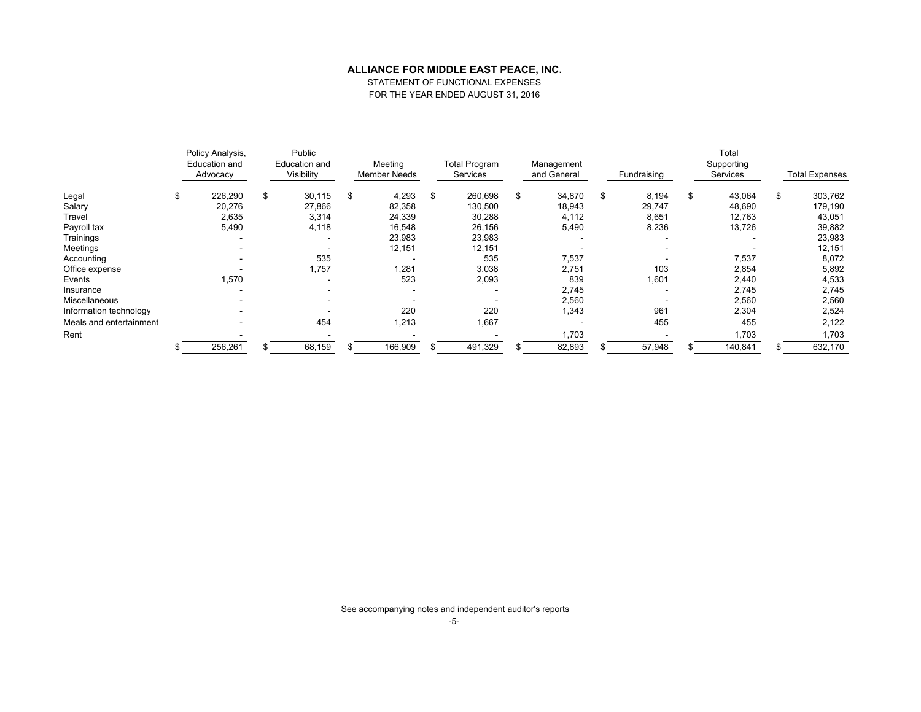**ALLIANCE FOR MIDDLE EAST PEACE, INC.**

STATEMENT OF FUNCTIONAL EXPENSES

FOR THE YEAR ENDED AUGUST 31, 2016

| | Policy Analysis, Education and Advocacy | Public Education and Visibility | Meeting Member Needs | Total Program Services | Management and General | Fundraising | Total Supporting Services | Total Expenses |
|---|---|---|---|---|---|---|---|---|
| Legal | $ 226,290 | $ 30,115 | $ 4,293 | $ 260,698 | $ 34,870 | $ 8,194 | $ 43,064 | $ 303,762 |
| Salary | 20,276 | 27,866 | 82,358 | 130,500 | 18,943 | 29,747 | 48,690 | 179,190 |
| Travel | 2,635 | 3,314 | 24,339 | 30,288 | 4,112 | 8,651 | 12,763 | 43,051 |
| Payroll tax | 5,490 | 4,118 | 16,548 | 26,156 | 5,490 | 8,236 | 13,726 | 39,882 |
| Trainings | - | - | 23,983 | 23,983 | - | - | - | 23,983 |
| Meetings | - | - | 12,151 | 12,151 | - | - | - | 12,151 |
| Accounting | - | 535 | - | 535 | 7,537 | - | 7,537 | 8,072 |
| Office expense | - | 1,757 | 1,281 | 3,038 | 2,751 | 103 | 2,854 | 5,892 |
| Events | 1,570 | - | 523 | 2,093 | 839 | 1,601 | 2,440 | 4,533 |
| Insurance | - | - | - | - | 2,745 | - | 2,745 | 2,745 |
| Miscellaneous | - | - | - | - | 2,560 | - | 2,560 | 2,560 |
| Information technology | - | - | 220 | 220 | 1,343 | 961 | 2,304 | 2,524 |
| Meals and entertainment | - | 454 | 1,213 | 1,667 | - | 455 | 455 | 2,122 |
| Rent | - | - | - | - | 1,703 | - | 1,703 | 1,703 |
| | $ 256,261 | $ 68,159 | $ 166,909 | $ 491,329 | $ 82,893 | $ 57,948 | $ 140,841 | $ 632,170 |

See accompanying notes and independent auditor's reports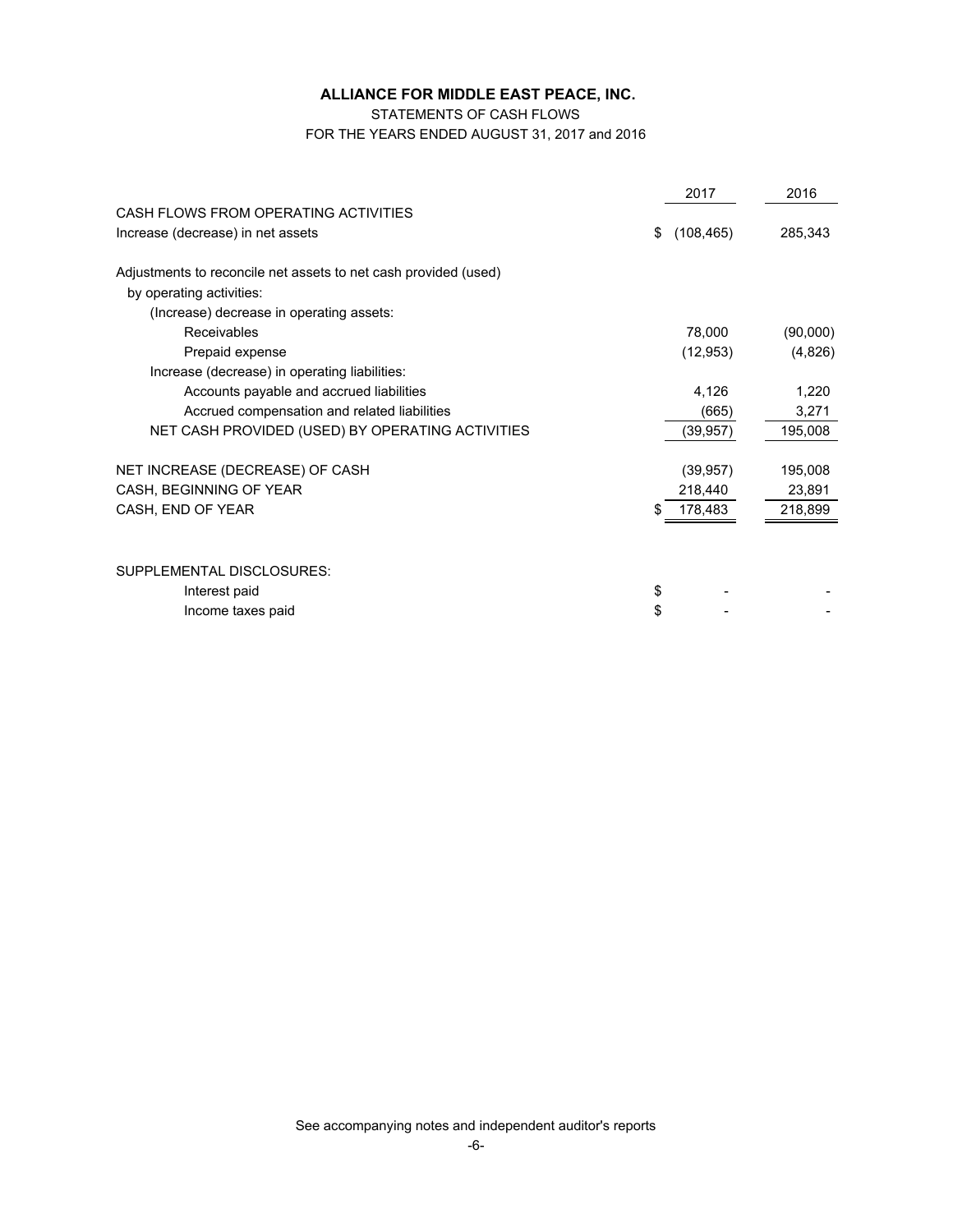**ALLIANCE FOR MIDDLE EAST PEACE, INC.**

STATEMENTS OF CASH FLOWS

FOR THE YEARS ENDED AUGUST 31, 2017 and 2016

| | 2017 | 2016 |
|---|---|---|
| CASH FLOWS FROM OPERATING ACTIVITIES | | |
| Increase (decrease) in net assets | $ (108,465) | 285,343 |
| Adjustments to reconcile net assets to net cash provided (used) by operating activities: | | |
| (Increase) decrease in operating assets: | | |
| Receivables | 78,000 | (90,000) |
| Prepaid expense | (12,953) | (4,826) |
| Increase (decrease) in operating liabilities: | | |
| Accounts payable and accrued liabilities | 4,126 | 1,220 |
| Accrued compensation and related liabilities | (665) | 3,271 |
| NET CASH PROVIDED (USED) BY OPERATING ACTIVITIES | (39,957) | 195,008 |
| NET INCREASE (DECREASE) OF CASH | (39,957) | 195,008 |
| CASH, BEGINNING OF YEAR | 218,440 | 23,891 |
| CASH, END OF YEAR | $ 178,483 | 218,899 |
| SUPPLEMENTAL DISCLOSURES: | | |
| Interest paid | $ - | - |
| Income taxes paid | $ - | - |

See accompanying notes and independent auditor's reports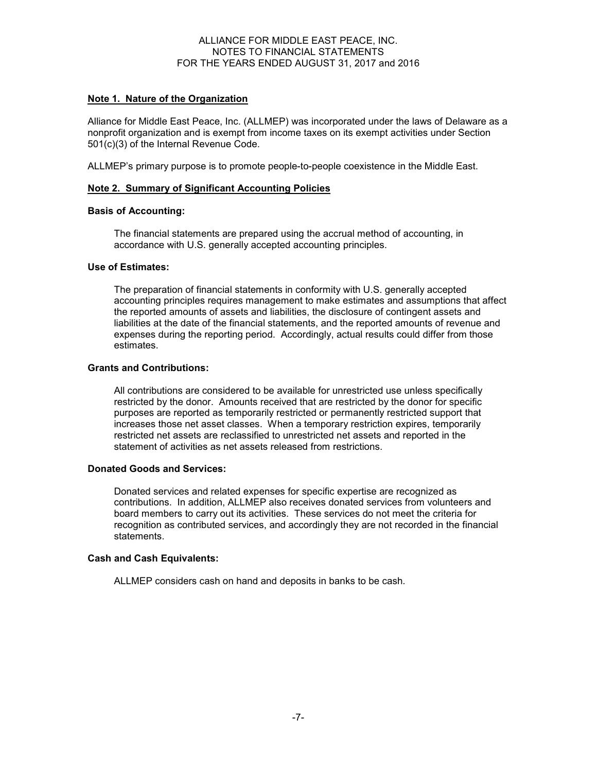ALLIANCE FOR MIDDLE EAST PEACE, INC.
NOTES TO FINANCIAL STATEMENTS
FOR THE YEARS ENDED AUGUST 31, 2017 and 2016

## Note 1. Nature of the Organization

Alliance for Middle East Peace, Inc. (ALLMEP) was incorporated under the laws of Delaware as a nonprofit organization and is exempt from income taxes on its exempt activities under Section 501(c)(3) of the Internal Revenue Code.

ALLMEP's primary purpose is to promote people-to-people coexistence in the Middle East.

## Note 2. Summary of Significant Accounting Policies

### Basis of Accounting:

The financial statements are prepared using the accrual method of accounting, in accordance with U.S. generally accepted accounting principles.

### Use of Estimates:

The preparation of financial statements in conformity with U.S. generally accepted accounting principles requires management to make estimates and assumptions that affect the reported amounts of assets and liabilities, the disclosure of contingent assets and liabilities at the date of the financial statements, and the reported amounts of revenue and expenses during the reporting period. Accordingly, actual results could differ from those estimates.

### Grants and Contributions:

All contributions are considered to be available for unrestricted use unless specifically restricted by the donor. Amounts received that are restricted by the donor for specific purposes are reported as temporarily restricted or permanently restricted support that increases those net asset classes. When a temporary restriction expires, temporarily restricted net assets are reclassified to unrestricted net assets and reported in the statement of activities as net assets released from restrictions.

### Donated Goods and Services:

Donated services and related expenses for specific expertise are recognized as contributions. In addition, ALLMEP also receives donated services from volunteers and board members to carry out its activities. These services do not meet the criteria for recognition as contributed services, and accordingly they are not recorded in the financial statements.

### Cash and Cash Equivalents:

ALLMEP considers cash on hand and deposits in banks to be cash.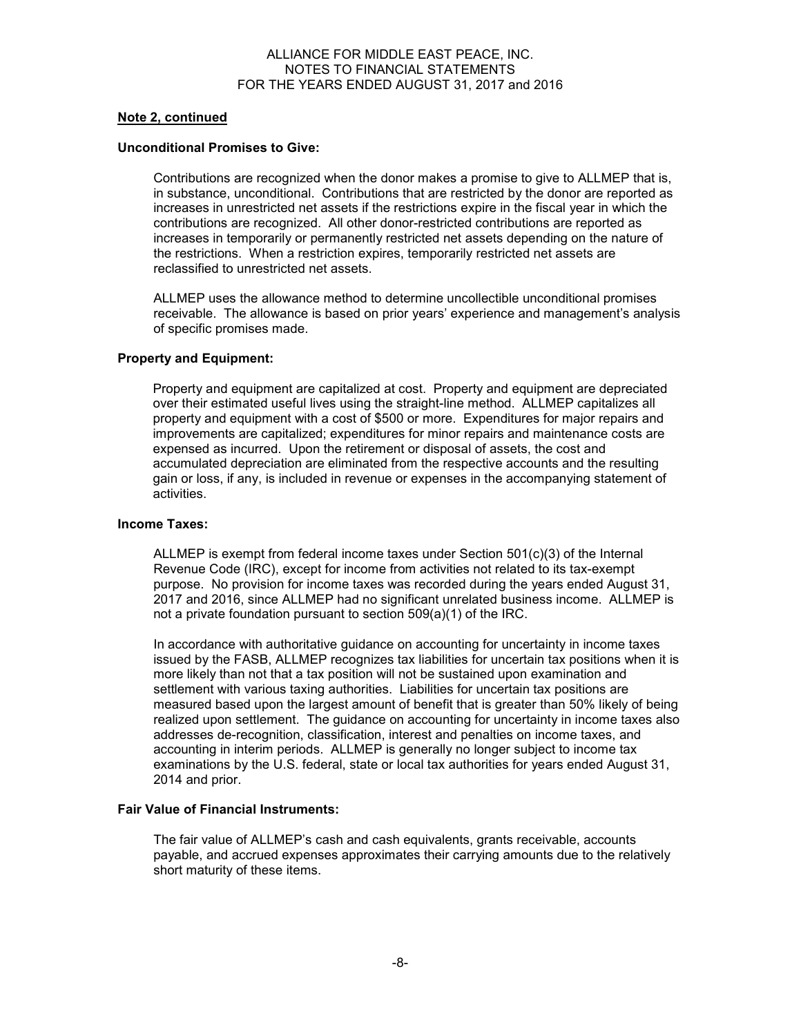**Note 2, continued**

**Unconditional Promises to Give:**

Contributions are recognized when the donor makes a promise to give to ALLMEP that is, in substance, unconditional. Contributions that are restricted by the donor are reported as increases in unrestricted net assets if the restrictions expire in the fiscal year in which the contributions are recognized. All other donor-restricted contributions are reported as increases in temporarily or permanently restricted net assets depending on the nature of the restrictions. When a restriction expires, temporarily restricted net assets are reclassified to unrestricted net assets.

ALLMEP uses the allowance method to determine uncollectible unconditional promises receivable. The allowance is based on prior years' experience and management's analysis of specific promises made.

**Property and Equipment:**

Property and equipment are capitalized at cost. Property and equipment are depreciated over their estimated useful lives using the straight-line method. ALLMEP capitalizes all property and equipment with a cost of $500 or more. Expenditures for major repairs and improvements are capitalized; expenditures for minor repairs and maintenance costs are expensed as incurred. Upon the retirement or disposal of assets, the cost and accumulated depreciation are eliminated from the respective accounts and the resulting gain or loss, if any, is included in revenue or expenses in the accompanying statement of activities.

**Income Taxes:**

ALLMEP is exempt from federal income taxes under Section 501(c)(3) of the Internal Revenue Code (IRC), except for income from activities not related to its tax-exempt purpose. No provision for income taxes was recorded during the years ended August 31, 2017 and 2016, since ALLMEP had no significant unrelated business income. ALLMEP is not a private foundation pursuant to section 509(a)(1) of the IRC.

In accordance with authoritative guidance on accounting for uncertainty in income taxes issued by the FASB, ALLMEP recognizes tax liabilities for uncertain tax positions when it is more likely than not that a tax position will not be sustained upon examination and settlement with various taxing authorities. Liabilities for uncertain tax positions are measured based upon the largest amount of benefit that is greater than 50% likely of being realized upon settlement. The guidance on accounting for uncertainty in income taxes also addresses de-recognition, classification, interest and penalties on income taxes, and accounting in interim periods. ALLMEP is generally no longer subject to income tax examinations by the U.S. federal, state or local tax authorities for years ended August 31, 2014 and prior.

**Fair Value of Financial Instruments:**

The fair value of ALLMEP's cash and cash equivalents, grants receivable, accounts payable, and accrued expenses approximates their carrying amounts due to the relatively short maturity of these items.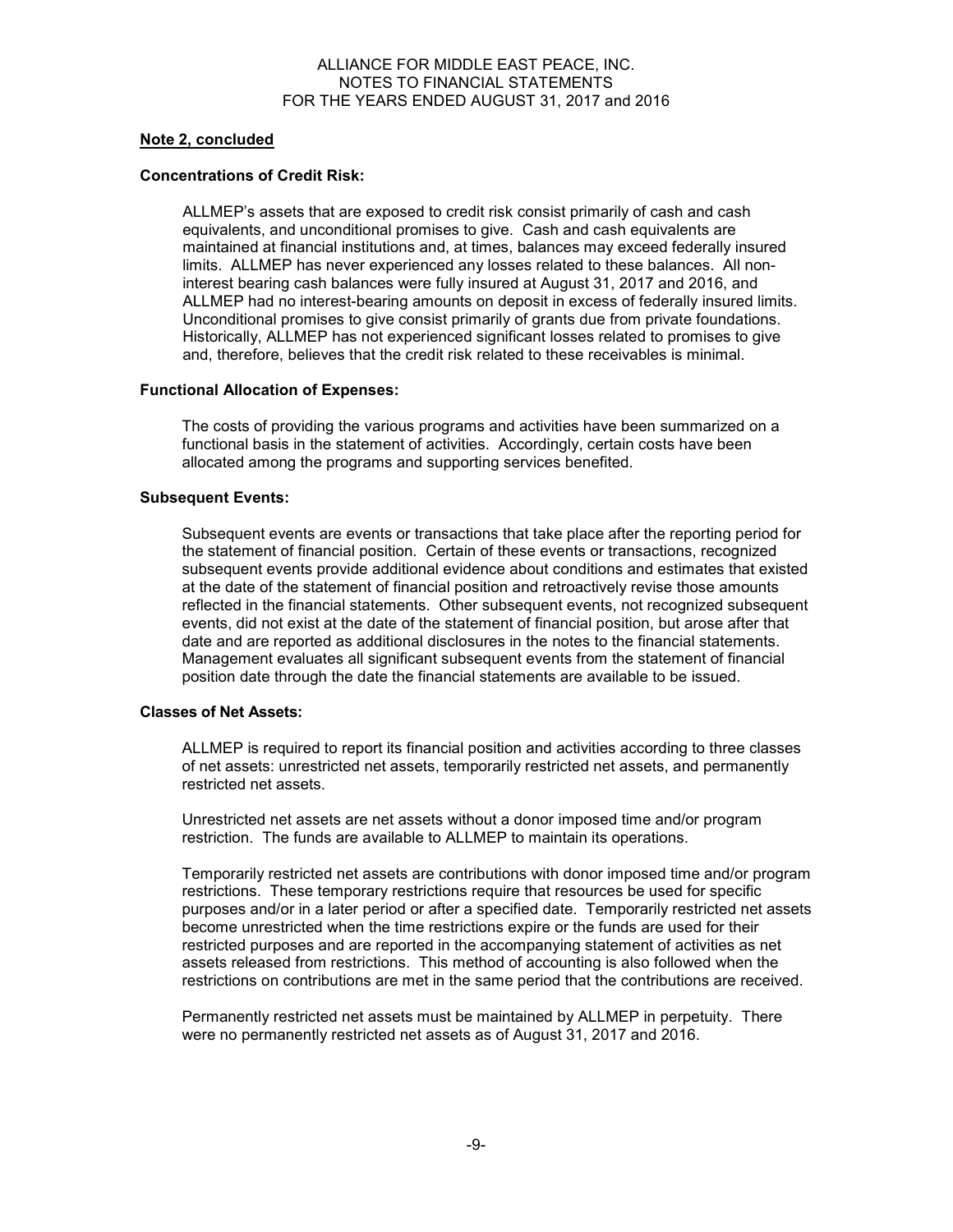**Note 2, concluded**

**Concentrations of Credit Risk:**

ALLMEP's assets that are exposed to credit risk consist primarily of cash and cash equivalents, and unconditional promises to give. Cash and cash equivalents are maintained at financial institutions and, at times, balances may exceed federally insured limits. ALLMEP has never experienced any losses related to these balances. All non-interest bearing cash balances were fully insured at August 31, 2017 and 2016, and ALLMEP had no interest-bearing amounts on deposit in excess of federally insured limits. Unconditional promises to give consist primarily of grants due from private foundations. Historically, ALLMEP has not experienced significant losses related to promises to give and, therefore, believes that the credit risk related to these receivables is minimal.

**Functional Allocation of Expenses:**

The costs of providing the various programs and activities have been summarized on a functional basis in the statement of activities. Accordingly, certain costs have been allocated among the programs and supporting services benefited.

**Subsequent Events:**

Subsequent events are events or transactions that take place after the reporting period for the statement of financial position. Certain of these events or transactions, recognized subsequent events provide additional evidence about conditions and estimates that existed at the date of the statement of financial position and retroactively revise those amounts reflected in the financial statements. Other subsequent events, not recognized subsequent events, did not exist at the date of the statement of financial position, but arose after that date and are reported as additional disclosures in the notes to the financial statements. Management evaluates all significant subsequent events from the statement of financial position date through the date the financial statements are available to be issued.

**Classes of Net Assets:**

ALLMEP is required to report its financial position and activities according to three classes of net assets: unrestricted net assets, temporarily restricted net assets, and permanently restricted net assets.

Unrestricted net assets are net assets without a donor imposed time and/or program restriction. The funds are available to ALLMEP to maintain its operations.

Temporarily restricted net assets are contributions with donor imposed time and/or program restrictions. These temporary restrictions require that resources be used for specific purposes and/or in a later period or after a specified date. Temporarily restricted net assets become unrestricted when the time restrictions expire or the funds are used for their restricted purposes and are reported in the accompanying statement of activities as net assets released from restrictions. This method of accounting is also followed when the restrictions on contributions are met in the same period that the contributions are received.

Permanently restricted net assets must be maintained by ALLMEP in perpetuity. There were no permanently restricted net assets as of August 31, 2017 and 2016.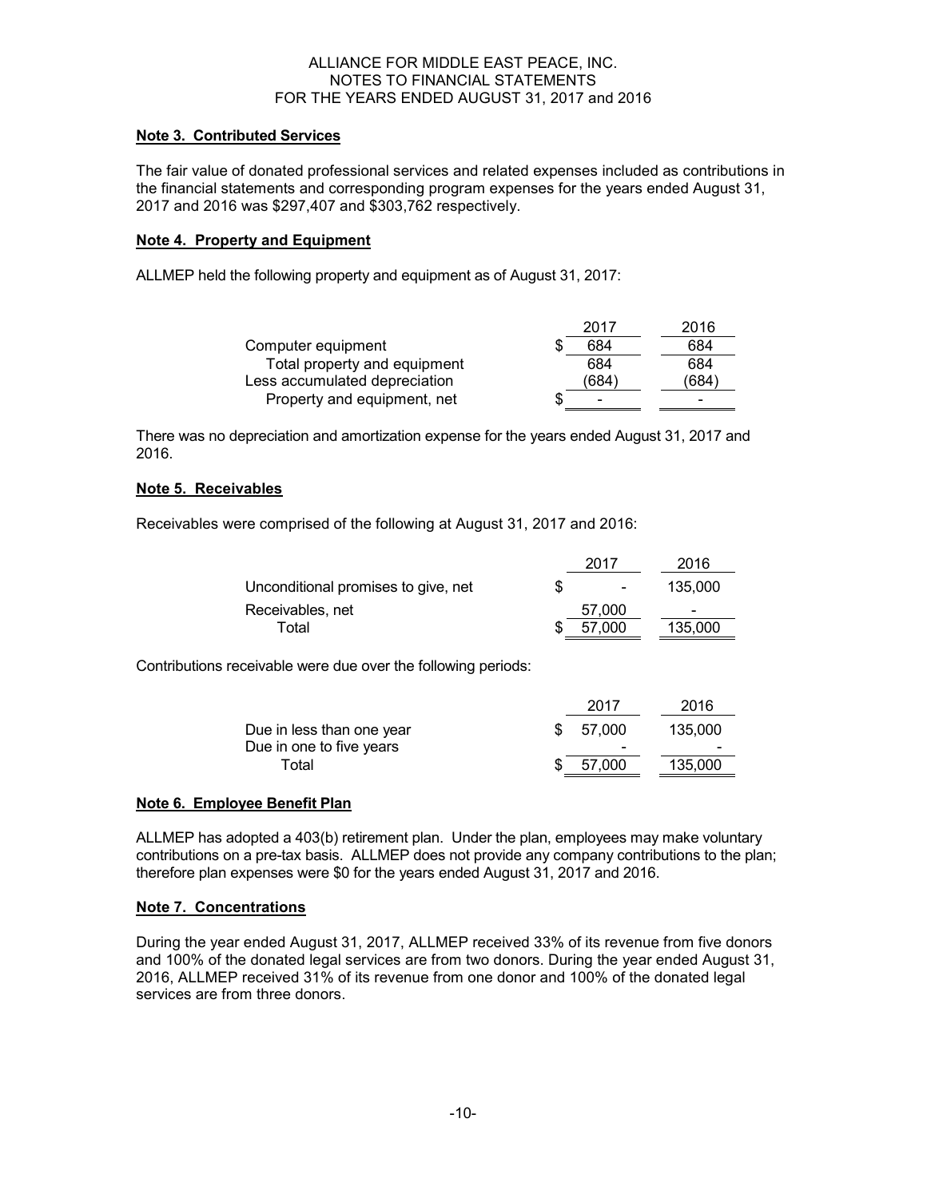ALLIANCE FOR MIDDLE EAST PEACE, INC.
NOTES TO FINANCIAL STATEMENTS
FOR THE YEARS ENDED AUGUST 31, 2017 and 2016

**Note 3. Contributed Services**

The fair value of donated professional services and related expenses included as contributions in the financial statements and corresponding program expenses for the years ended August 31, 2017 and 2016 was $297,407 and $303,762 respectively.

**Note 4. Property and Equipment**

ALLMEP held the following property and equipment as of August 31, 2017:

| | 2017 | 2016 |
|---|---|---|
| Computer equipment | $ 684 | 684 |
| Total property and equipment | 684 | 684 |
| Less accumulated depreciation | (684) | (684) |
| Property and equipment, net | $ - | - |

There was no depreciation and amortization expense for the years ended August 31, 2017 and 2016.

**Note 5. Receivables**

Receivables were comprised of the following at August 31, 2017 and 2016:

| | 2017 | 2016 |
|---|---|---|
| Unconditional promises to give, net | $ - | 135,000 |
| Receivables, net | 57,000 | - |
| Total | $ 57,000 | 135,000 |

Contributions receivable were due over the following periods:

| | 2017 | 2016 |
|---|---|---|
| Due in less than one year | $ 57,000 | 135,000 |
| Due in one to five years | - | - |
| Total | $ 57,000 | 135,000 |

**Note 6. Employee Benefit Plan**

ALLMEP has adopted a 403(b) retirement plan. Under the plan, employees may make voluntary contributions on a pre-tax basis. ALLMEP does not provide any company contributions to the plan; therefore plan expenses were $0 for the years ended August 31, 2017 and 2016.

**Note 7. Concentrations**

During the year ended August 31, 2017, ALLMEP received 33% of its revenue from five donors and 100% of the donated legal services are from two donors. During the year ended August 31, 2016, ALLMEP received 31% of its revenue from one donor and 100% of the donated legal services are from three donors.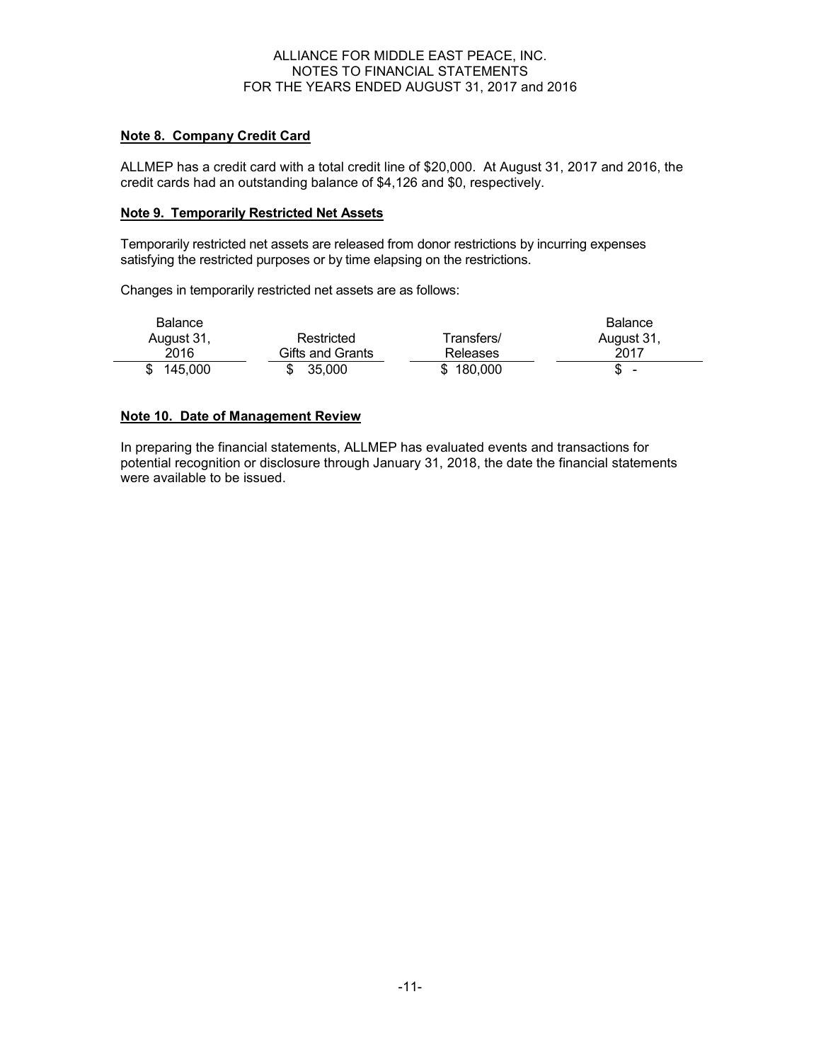ALLIANCE FOR MIDDLE EAST PEACE, INC.
NOTES TO FINANCIAL STATEMENTS
FOR THE YEARS ENDED AUGUST 31, 2017 and 2016

**Note 8. Company Credit Card**

ALLMEP has a credit card with a total credit line of $20,000. At August 31, 2017 and 2016, the credit cards had an outstanding balance of $4,126 and $0, respectively.

**Note 9. Temporarily Restricted Net Assets**

Temporarily restricted net assets are released from donor restrictions by incurring expenses satisfying the restricted purposes or by time elapsing on the restrictions.

Changes in temporarily restricted net assets are as follows:

| Balance August 31, 2016 | Restricted Gifts and Grants | Transfers/ Releases | Balance August 31, 2017 |
|---|---|---|---|
| $ 145,000 | $ 35,000 | $ 180,000 | $ - |

**Note 10. Date of Management Review**

In preparing the financial statements, ALLMEP has evaluated events and transactions for potential recognition or disclosure through January 31, 2018, the date the financial statements were available to be issued.